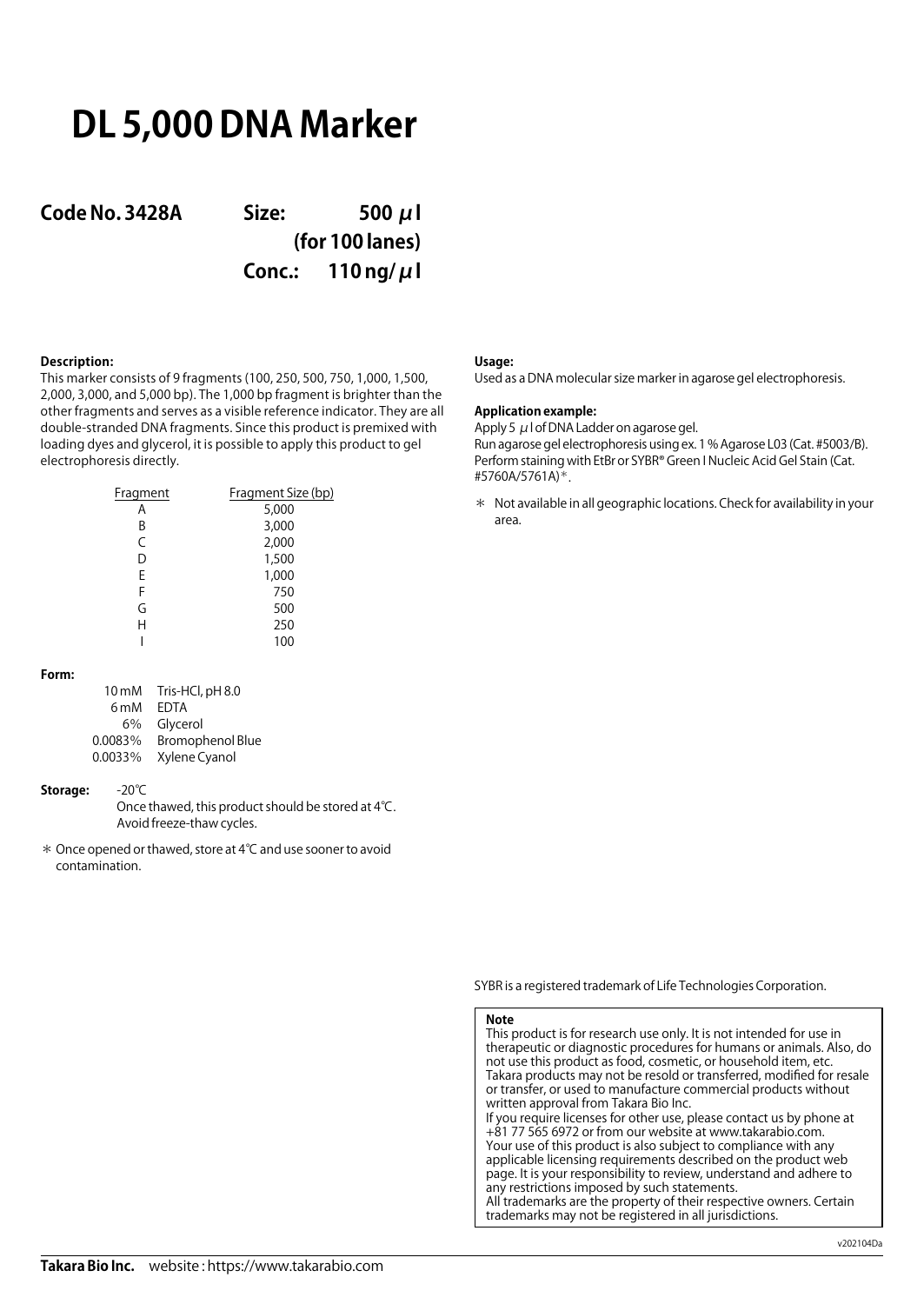# DL 5,000 DNA Marker

**Code No. 3428A**

**Size: 500 μl (for 100 lanes)**

**Conc.: 110 ng/μl**

**Description:**

This marker consists of 9 fragments (100, 250, 500, 750, 1,000, 1,500, 2,000, 3,000, and 5,000 bp). The 1,000 bp fragment is brighter than the other fragments and serves as a visible reference indicator. They are all double-stranded DNA fragments. Since this product is premixed with loading dyes and glycerol, it is possible to apply this product to gel electrophoresis directly.

| Fragment | Fragment Size (bp) |
|---|---|
| A | 5,000 |
| B | 3,000 |
| C | 2,000 |
| D | 1,500 |
| E | 1,000 |
| F | 750 |
| G | 500 |
| H | 250 |
| I | 100 |

**Form:**

| | |
|---|---|
| 10 mM | Tris-HCl, pH 8.0 |
| 6 mM | EDTA |
| 6% | Glycerol |
| 0.0083% | Bromophenol Blue |
| 0.0033% | Xylene Cyanol |

**Storage:** -20℃

Once thawed, this product should be stored at 4℃.
Avoid freeze-thaw cycles.

＊ Once opened or thawed, store at 4℃ and use sooner to avoid contamination.

**Usage:**

Used as a DNA molecular size marker in agarose gel electrophoresis.

**Application example:**

Apply 5 μl of DNA Ladder on agarose gel.
Run agarose gel electrophoresis using ex. 1 % Agarose L03 (Cat. #5003/B).
Perform staining with EtBr or SYBR® Green I Nucleic Acid Gel Stain (Cat. #5760A/5761A)＊.

＊ Not available in all geographic locations. Check for availability in your area.

SYBR is a registered trademark of Life Technologies Corporation.

**Note**

This product is for research use only. It is not intended for use in therapeutic or diagnostic procedures for humans or animals. Also, do not use this product as food, cosmetic, or household item, etc.
Takara products may not be resold or transferred, modified for resale or transfer, or used to manufacture commercial products without written approval from Takara Bio Inc.
If you require licenses for other use, please contact us by phone at +81 77 565 6972 or from our website at www.takarabio.com.
Your use of this product is also subject to compliance with any applicable licensing requirements described on the product web page. It is your responsibility to review, understand and adhere to any restrictions imposed by such statements.
All trademarks are the property of their respective owners. Certain trademarks may not be registered in all jurisdictions.

v202104Da

**Takara Bio Inc.** website : https://www.takarabio.com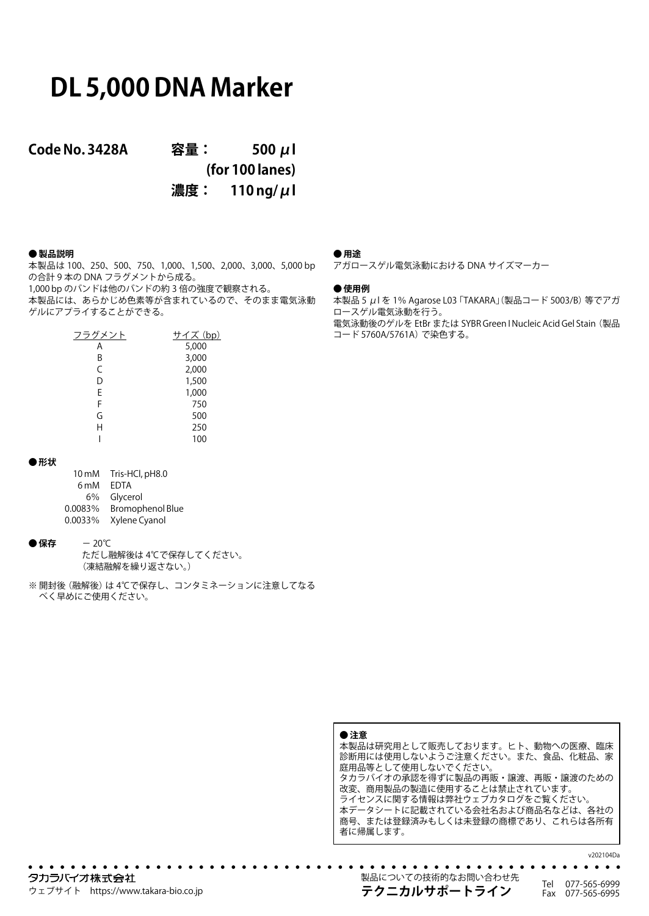# DL 5,000 DNA Marker

**Code No. 3428A**　　**容量：　500 μl (for 100 lanes)**
**濃度：　110 ng/μl**

**● 製品説明**

本製品は 100、250、500、750、1,000、1,500、2,000、3,000、5,000 bp の合計 9 本の DNA フラグメントから成る。
1,000 bp のバンドは他のバンドの約 3 倍の強度で観察される。
本製品には、あらかじめ色素等が含まれているので、そのまま電気泳動ゲルにアプライすることができる。

| フラグメント | サイズ（bp） |
|---|---|
| A | 5,000 |
| B | 3,000 |
| C | 2,000 |
| D | 1,500 |
| E | 1,000 |
| F | 750 |
| G | 500 |
| H | 250 |
| I | 100 |

**● 形状**

| | |
|---|---|
| 10 mM | Tris-HCl, pH8.0 |
| 6 mM | EDTA |
| 6% | Glycerol |
| 0.0083% | Bromophenol Blue |
| 0.0033% | Xylene Cyanol |

**● 保存**　－ 20℃
ただし融解後は 4℃で保存してください。
（凍結融解を繰り返さない。）

※ 開封後（融解後）は 4℃で保存し、コンタミネーションに注意してなるべく早めにご使用ください。

**● 用途**

アガロースゲル電気泳動における DNA サイズマーカー

**● 使用例**

本製品 5 μl を 1% Agarose L03「TAKARA」（製品コード 5003/B）等でアガロースゲル電気泳動を行う。
電気泳動後のゲルを EtBr または SYBR Green I Nucleic Acid Gel Stain（製品コード 5760A/5761A）で染色する。

**● 注意**

本製品は研究用として販売しております。ヒト、動物への医療、臨床診断用には使用しないようご注意ください。また、食品、化粧品、家庭用品等として使用しないでください。
タカラバイオの承認を得ずに製品の再販・譲渡、再販・譲渡のための改変、商用製品の製造に使用することは禁止されています。
ライセンスに関する情報は弊社ウェブカタログをご覧ください。
本データシートに記載されている会社名および商品名などは、各社の商号、または登録済みもしくは未登録の商標であり、これらは各所有者に帰属します。

v202104Da

タカラバイオ株式会社
ウェブサイト　https://www.takara-bio.co.jp

製品についての技術的なお問い合わせ先
テクニカルサポートライン　Tel 077-565-6999　Fax 077-565-6995